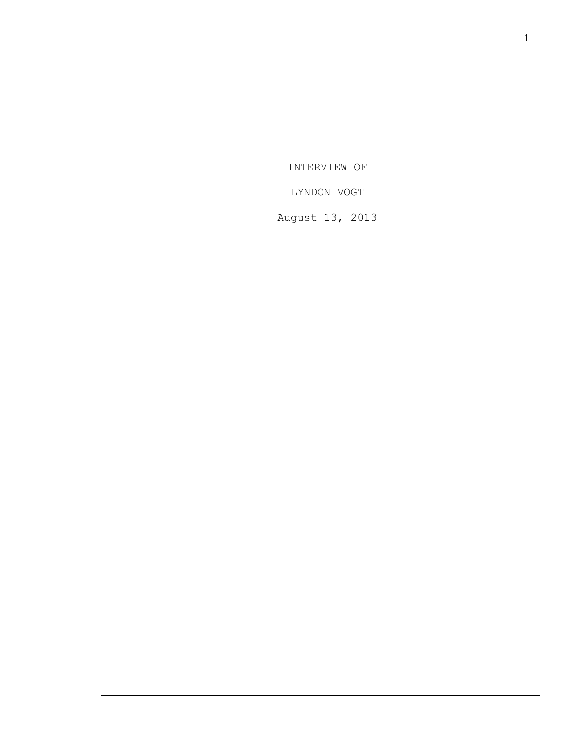INTERVIEW OF

LYNDON VOGT

August 13, 2013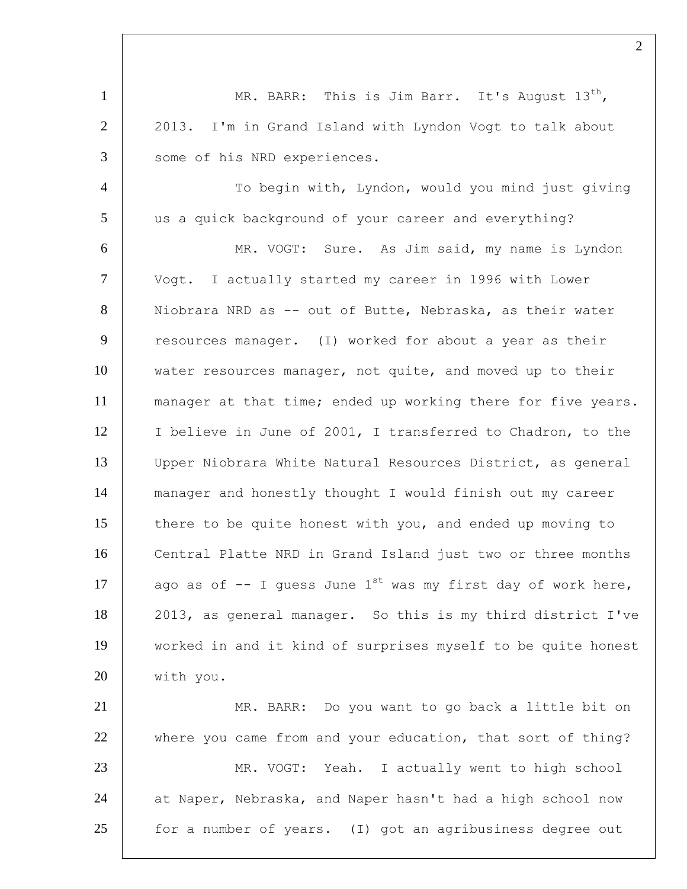MR. BARR: This is Jim Barr. It's August 13th, 2013. I'm in Grand Island with Lyndon Vogt to talk about some of his NRD experiences.

To begin with, Lyndon, would you mind just giving us a quick background of your career and everything?

MR. VOGT: Sure. As Jim said, my name is Lyndon Vogt. I actually started my career in 1996 with Lower Niobrara NRD as -- out of Butte, Nebraska, as their water resources manager. (I) worked for about a year as their water resources manager, not quite, and moved up to their manager at that time; ended up working there for five years. I believe in June of 2001, I transferred to Chadron, to the Upper Niobrara White Natural Resources District, as general manager and honestly thought I would finish out my career there to be quite honest with you, and ended up moving to Central Platte NRD in Grand Island just two or three months ago as of -- I guess June 1st was my first day of work here, 2013, as general manager. So this is my third district I've worked in and it kind of surprises myself to be quite honest with you.

MR. BARR: Do you want to go back a little bit on where you came from and your education, that sort of thing?

MR. VOGT: Yeah. I actually went to high school at Naper, Nebraska, and Naper hasn't had a high school now for a number of years. (I) got an agribusiness degree out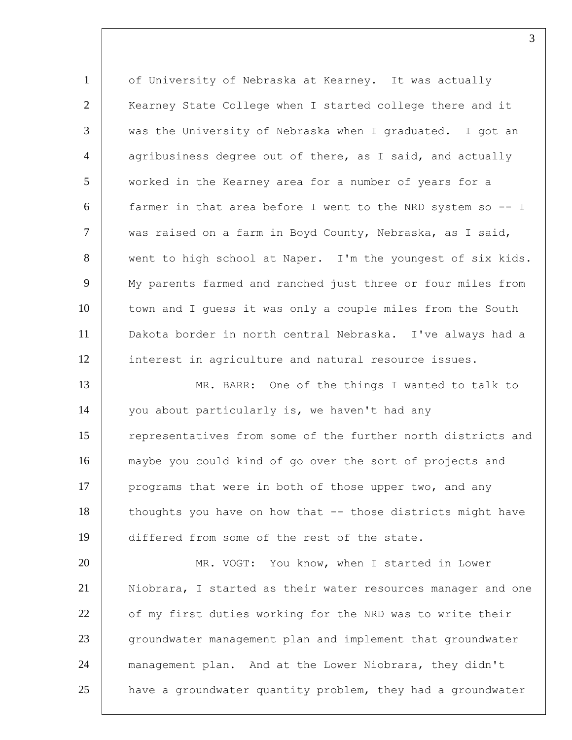of University of Nebraska at Kearney. It was actually Kearney State College when I started college there and it was the University of Nebraska when I graduated. I got an agribusiness degree out of there, as I said, and actually worked in the Kearney area for a number of years for a farmer in that area before I went to the NRD system so -- I was raised on a farm in Boyd County, Nebraska, as I said, went to high school at Naper. I'm the youngest of six kids. My parents farmed and ranched just three or four miles from town and I guess it was only a couple miles from the South Dakota border in north central Nebraska. I've always had a interest in agriculture and natural resource issues.

MR. BARR: One of the things I wanted to talk to you about particularly is, we haven't had any representatives from some of the further north districts and maybe you could kind of go over the sort of projects and programs that were in both of those upper two, and any thoughts you have on how that -- those districts might have differed from some of the rest of the state.

MR. VOGT: You know, when I started in Lower Niobrara, I started as their water resources manager and one of my first duties working for the NRD was to write their groundwater management plan and implement that groundwater management plan. And at the Lower Niobrara, they didn't have a groundwater quantity problem, they had a groundwater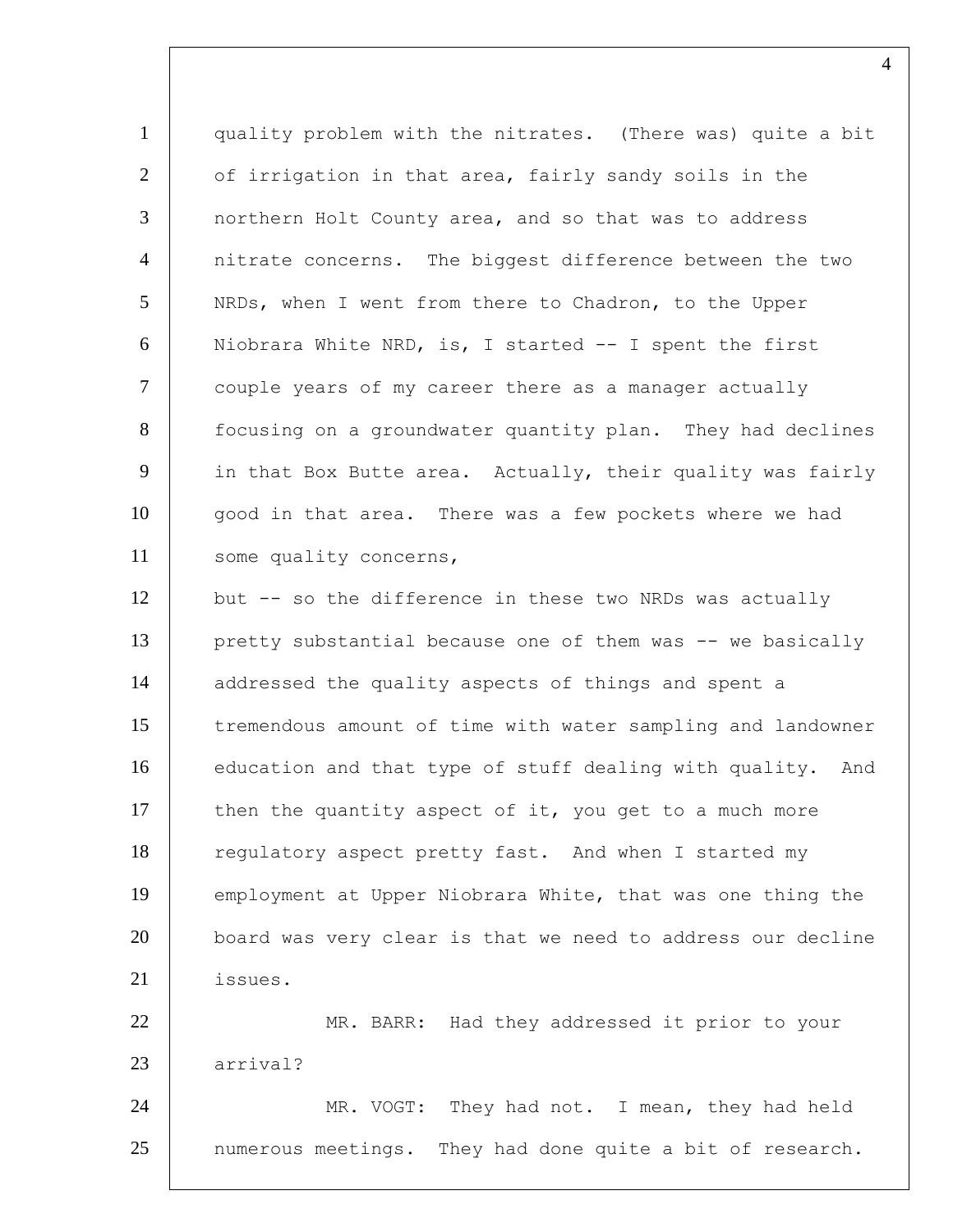quality problem with the nitrates. (There was) quite a bit of irrigation in that area, fairly sandy soils in the northern Holt County area, and so that was to address nitrate concerns. The biggest difference between the two NRDs, when I went from there to Chadron, to the Upper Niobrara White NRD, is, I started -- I spent the first couple years of my career there as a manager actually focusing on a groundwater quantity plan. They had declines in that Box Butte area. Actually, their quality was fairly good in that area. There was a few pockets where we had some quality concerns,

but -- so the difference in these two NRDs was actually pretty substantial because one of them was -- we basically addressed the quality aspects of things and spent a tremendous amount of time with water sampling and landowner education and that type of stuff dealing with quality. And then the quantity aspect of it, you get to a much more regulatory aspect pretty fast. And when I started my employment at Upper Niobrara White, that was one thing the board was very clear is that we need to address our decline issues.

MR. BARR: Had they addressed it prior to your arrival?

MR. VOGT: They had not. I mean, they had held numerous meetings. They had done quite a bit of research.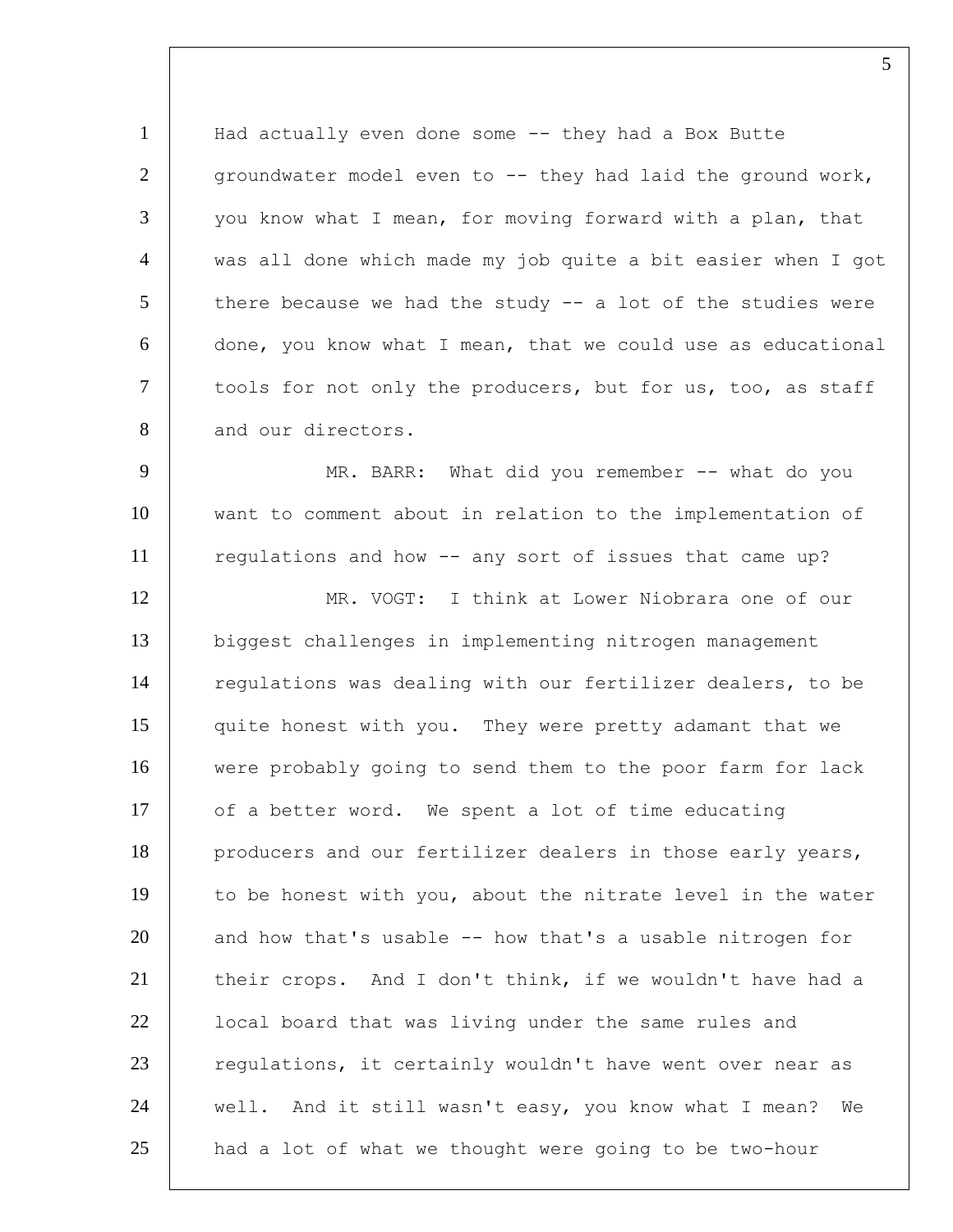Had actually even done some -- they had a Box Butte groundwater model even to -- they had laid the ground work, you know what I mean, for moving forward with a plan, that was all done which made my job quite a bit easier when I got there because we had the study -- a lot of the studies were done, you know what I mean, that we could use as educational tools for not only the producers, but for us, too, as staff and our directors.

MR. BARR: What did you remember -- what do you want to comment about in relation to the implementation of regulations and how -- any sort of issues that came up?

MR. VOGT: I think at Lower Niobrara one of our biggest challenges in implementing nitrogen management regulations was dealing with our fertilizer dealers, to be quite honest with you. They were pretty adamant that we were probably going to send them to the poor farm for lack of a better word. We spent a lot of time educating producers and our fertilizer dealers in those early years, to be honest with you, about the nitrate level in the water and how that's usable -- how that's a usable nitrogen for their crops. And I don't think, if we wouldn't have had a local board that was living under the same rules and regulations, it certainly wouldn't have went over near as well. And it still wasn't easy, you know what I mean? We had a lot of what we thought were going to be two-hour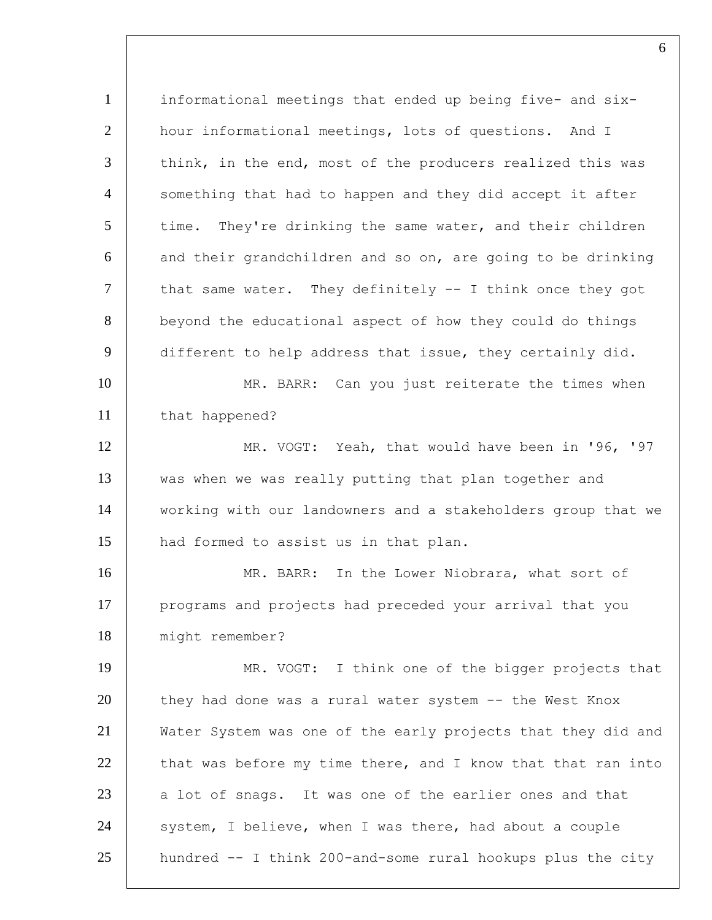informational meetings that ended up being five- and six-hour informational meetings, lots of questions. And I think, in the end, most of the producers realized this was something that had to happen and they did accept it after time. They're drinking the same water, and their children and their grandchildren and so on, are going to be drinking that same water. They definitely -- I think once they got beyond the educational aspect of how they could do things different to help address that issue, they certainly did.

MR. BARR: Can you just reiterate the times when that happened?

MR. VOGT: Yeah, that would have been in '96, '97 was when we was really putting that plan together and working with our landowners and a stakeholders group that we had formed to assist us in that plan.

MR. BARR: In the Lower Niobrara, what sort of programs and projects had preceded your arrival that you might remember?

MR. VOGT: I think one of the bigger projects that they had done was a rural water system -- the West Knox Water System was one of the early projects that they did and that was before my time there, and I know that that ran into a lot of snags. It was one of the earlier ones and that system, I believe, when I was there, had about a couple hundred -- I think 200-and-some rural hookups plus the city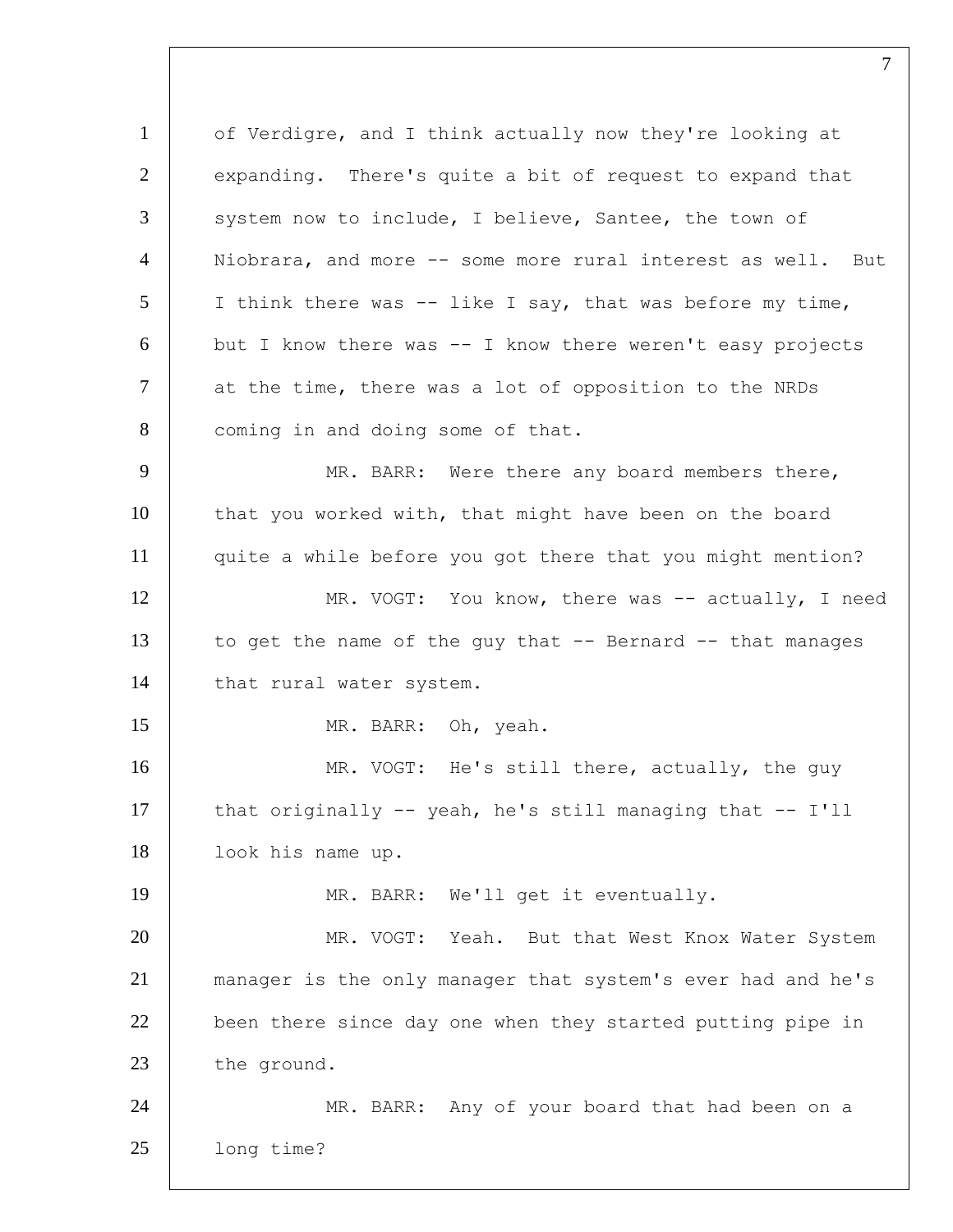of Verdigre, and I think actually now they're looking at expanding. There's quite a bit of request to expand that system now to include, I believe, Santee, the town of Niobrara, and more -- some more rural interest as well. But I think there was -- like I say, that was before my time, but I know there was -- I know there weren't easy projects at the time, there was a lot of opposition to the NRDs coming in and doing some of that.

MR. BARR: Were there any board members there, that you worked with, that might have been on the board quite a while before you got there that you might mention?

MR. VOGT: You know, there was -- actually, I need to get the name of the guy that -- Bernard -- that manages that rural water system.

MR. BARR: Oh, yeah.

MR. VOGT: He's still there, actually, the guy that originally -- yeah, he's still managing that -- I'll look his name up.

MR. BARR: We'll get it eventually.

MR. VOGT: Yeah. But that West Knox Water System manager is the only manager that system's ever had and he's been there since day one when they started putting pipe in the ground.

MR. BARR: Any of your board that had been on a long time?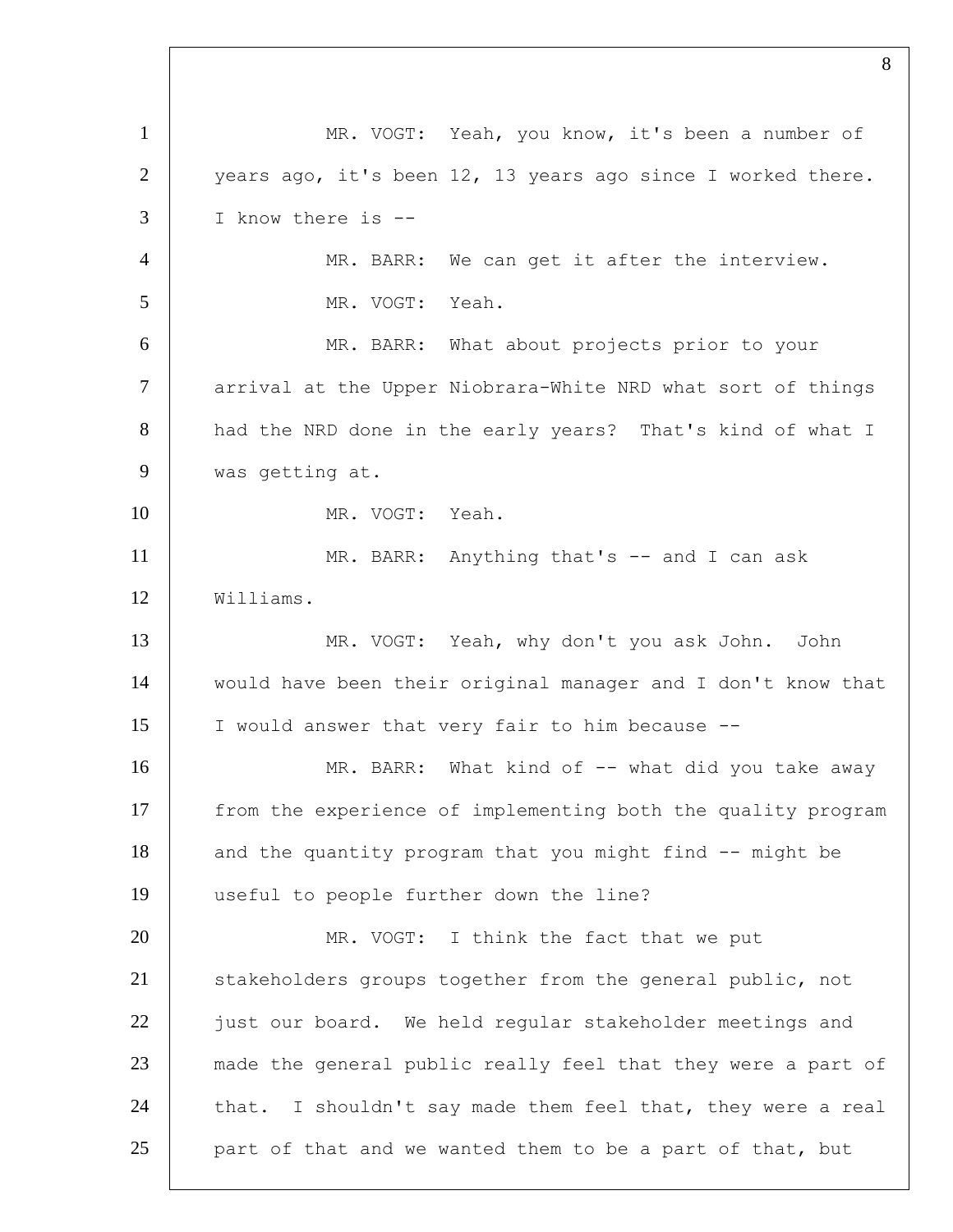MR. VOGT: Yeah, you know, it's been a number of years ago, it's been 12, 13 years ago since I worked there. I know there is --

MR. BARR: We can get it after the interview.

MR. VOGT: Yeah.

MR. BARR: What about projects prior to your arrival at the Upper Niobrara-White NRD what sort of things had the NRD done in the early years? That's kind of what I was getting at.

MR. VOGT: Yeah.

MR. BARR: Anything that's -- and I can ask Williams.

MR. VOGT: Yeah, why don't you ask John. John would have been their original manager and I don't know that I would answer that very fair to him because --

MR. BARR: What kind of -- what did you take away from the experience of implementing both the quality program and the quantity program that you might find -- might be useful to people further down the line?

MR. VOGT: I think the fact that we put stakeholders groups together from the general public, not just our board. We held regular stakeholder meetings and made the general public really feel that they were a part of that. I shouldn't say made them feel that, they were a real part of that and we wanted them to be a part of that, but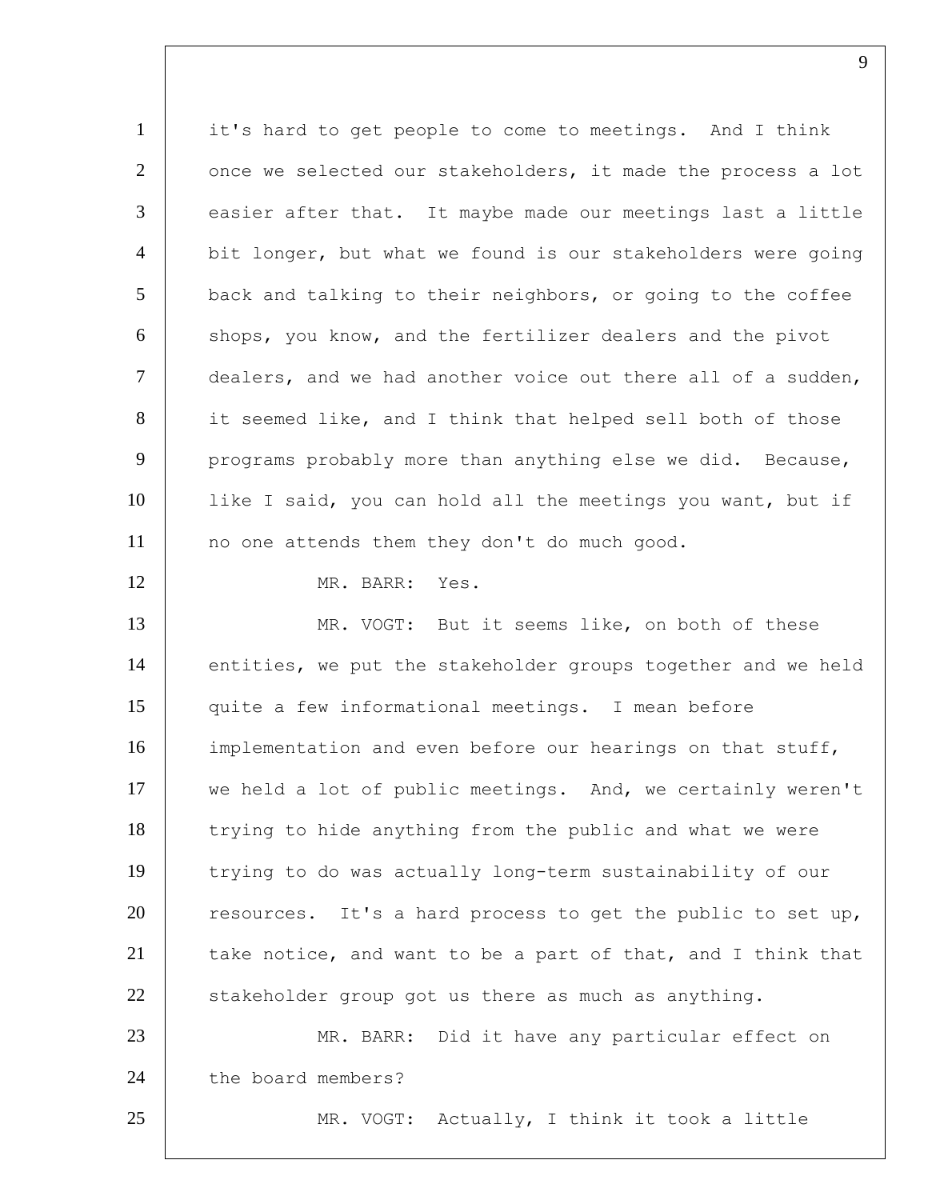it's hard to get people to come to meetings. And I think once we selected our stakeholders, it made the process a lot easier after that. It maybe made our meetings last a little bit longer, but what we found is our stakeholders were going back and talking to their neighbors, or going to the coffee shops, you know, and the fertilizer dealers and the pivot dealers, and we had another voice out there all of a sudden, it seemed like, and I think that helped sell both of those programs probably more than anything else we did. Because, like I said, you can hold all the meetings you want, but if no one attends them they don't do much good.

MR. BARR: Yes.

MR. VOGT: But it seems like, on both of these entities, we put the stakeholder groups together and we held quite a few informational meetings. I mean before implementation and even before our hearings on that stuff, we held a lot of public meetings. And, we certainly weren't trying to hide anything from the public and what we were trying to do was actually long-term sustainability of our resources. It's a hard process to get the public to set up, take notice, and want to be a part of that, and I think that stakeholder group got us there as much as anything.

MR. BARR: Did it have any particular effect on the board members?

MR. VOGT: Actually, I think it took a little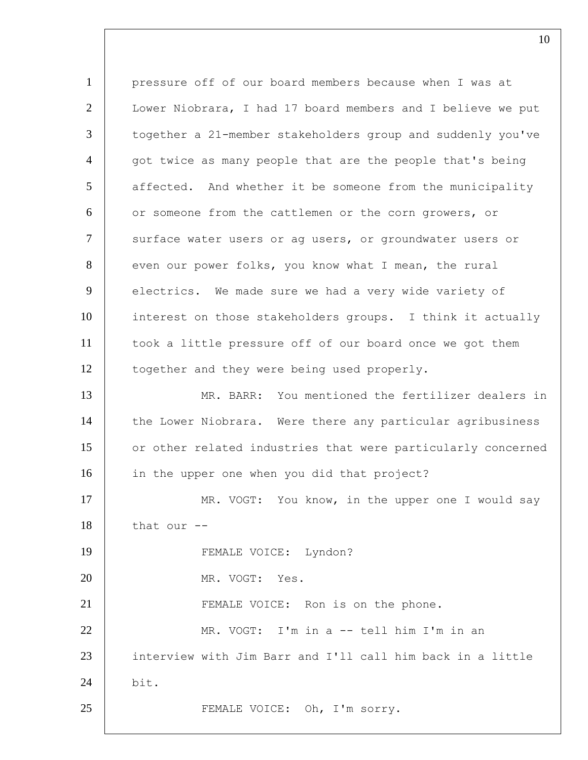pressure off of our board members because when I was at Lower Niobrara, I had 17 board members and I believe we put together a 21-member stakeholders group and suddenly you've got twice as many people that are the people that's being affected. And whether it be someone from the municipality or someone from the cattlemen or the corn growers, or surface water users or ag users, or groundwater users or even our power folks, you know what I mean, the rural electrics. We made sure we had a very wide variety of interest on those stakeholders groups. I think it actually took a little pressure off of our board once we got them together and they were being used properly.

MR. BARR: You mentioned the fertilizer dealers in the Lower Niobrara. Were there any particular agribusiness or other related industries that were particularly concerned in the upper one when you did that project?

MR. VOGT: You know, in the upper one I would say that our --

FEMALE VOICE: Lyndon?

MR. VOGT: Yes.

FEMALE VOICE: Ron is on the phone.

MR. VOGT: I'm in a -- tell him I'm in an interview with Jim Barr and I'll call him back in a little bit.

FEMALE VOICE: Oh, I'm sorry.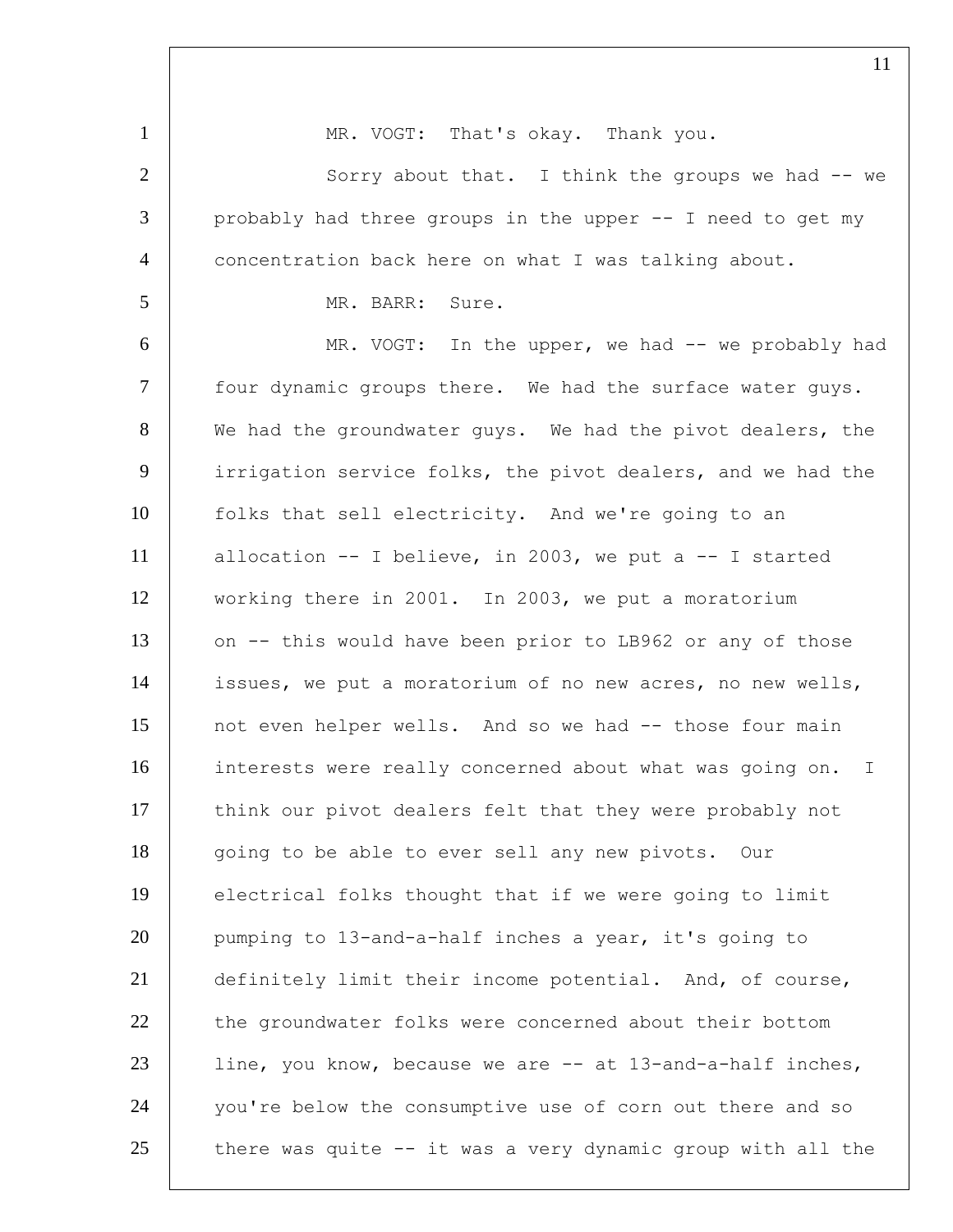MR. VOGT: That's okay. Thank you.

Sorry about that. I think the groups we had -- we probably had three groups in the upper -- I need to get my concentration back here on what I was talking about.

MR. BARR: Sure.

MR. VOGT: In the upper, we had -- we probably had four dynamic groups there. We had the surface water guys. We had the groundwater guys. We had the pivot dealers, the irrigation service folks, the pivot dealers, and we had the folks that sell electricity. And we're going to an allocation -- I believe, in 2003, we put a -- I started working there in 2001. In 2003, we put a moratorium on -- this would have been prior to LB962 or any of those issues, we put a moratorium of no new acres, no new wells, not even helper wells. And so we had -- those four main interests were really concerned about what was going on. I think our pivot dealers felt that they were probably not going to be able to ever sell any new pivots. Our electrical folks thought that if we were going to limit pumping to 13-and-a-half inches a year, it's going to definitely limit their income potential. And, of course, the groundwater folks were concerned about their bottom line, you know, because we are -- at 13-and-a-half inches, you're below the consumptive use of corn out there and so there was quite -- it was a very dynamic group with all the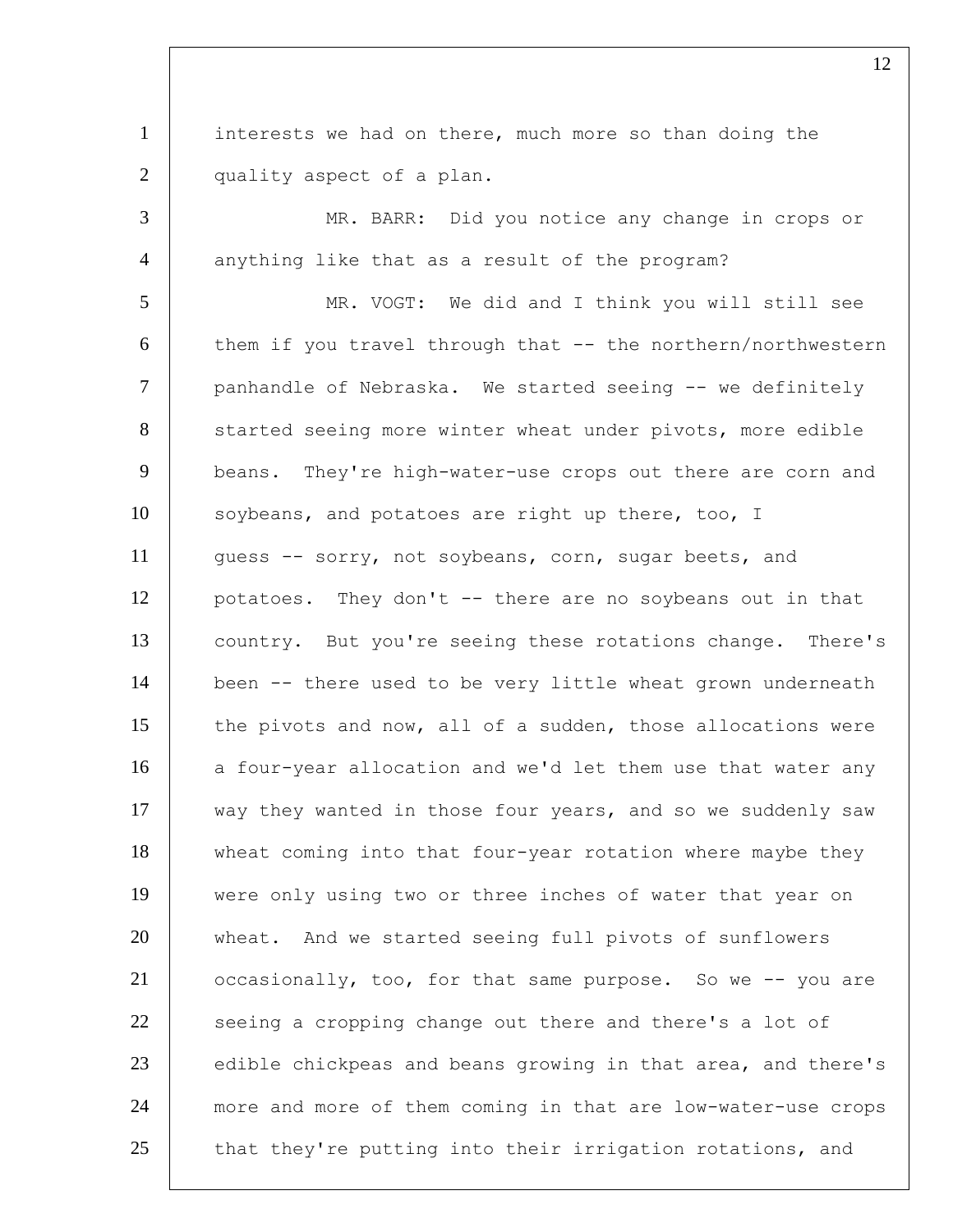interests we had on there, much more so than doing the quality aspect of a plan.

MR. BARR: Did you notice any change in crops or anything like that as a result of the program?

MR. VOGT: We did and I think you will still see them if you travel through that -- the northern/northwestern panhandle of Nebraska. We started seeing -- we definitely started seeing more winter wheat under pivots, more edible beans. They're high-water-use crops out there are corn and soybeans, and potatoes are right up there, too, I guess -- sorry, not soybeans, corn, sugar beets, and potatoes. They don't -- there are no soybeans out in that country. But you're seeing these rotations change. There's been -- there used to be very little wheat grown underneath the pivots and now, all of a sudden, those allocations were a four-year allocation and we'd let them use that water any way they wanted in those four years, and so we suddenly saw wheat coming into that four-year rotation where maybe they were only using two or three inches of water that year on wheat. And we started seeing full pivots of sunflowers occasionally, too, for that same purpose. So we -- you are seeing a cropping change out there and there's a lot of edible chickpeas and beans growing in that area, and there's more and more of them coming in that are low-water-use crops that they're putting into their irrigation rotations, and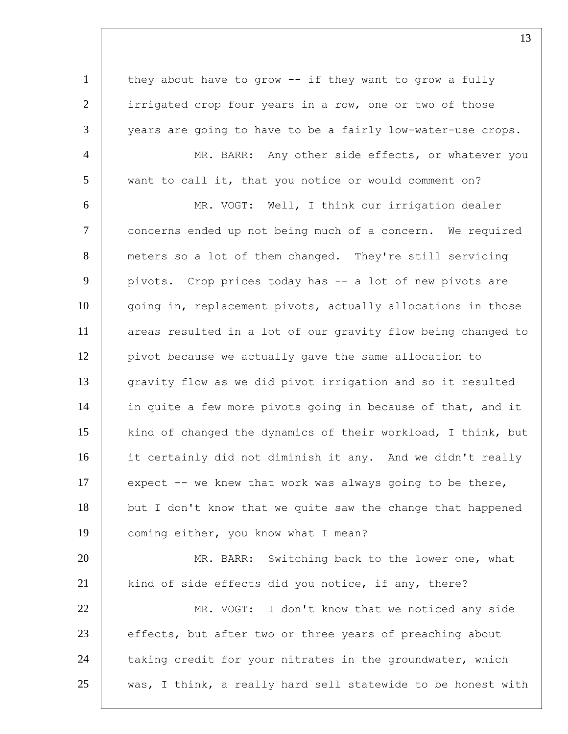they about have to grow -- if they want to grow a fully irrigated crop four years in a row, one or two of those years are going to have to be a fairly low-water-use crops.

MR. BARR: Any other side effects, or whatever you want to call it, that you notice or would comment on?

MR. VOGT: Well, I think our irrigation dealer concerns ended up not being much of a concern. We required meters so a lot of them changed. They're still servicing pivots. Crop prices today has -- a lot of new pivots are going in, replacement pivots, actually allocations in those areas resulted in a lot of our gravity flow being changed to pivot because we actually gave the same allocation to gravity flow as we did pivot irrigation and so it resulted in quite a few more pivots going in because of that, and it kind of changed the dynamics of their workload, I think, but it certainly did not diminish it any. And we didn't really expect -- we knew that work was always going to be there, but I don't know that we quite saw the change that happened coming either, you know what I mean?

MR. BARR: Switching back to the lower one, what kind of side effects did you notice, if any, there?

MR. VOGT: I don't know that we noticed any side effects, but after two or three years of preaching about taking credit for your nitrates in the groundwater, which was, I think, a really hard sell statewide to be honest with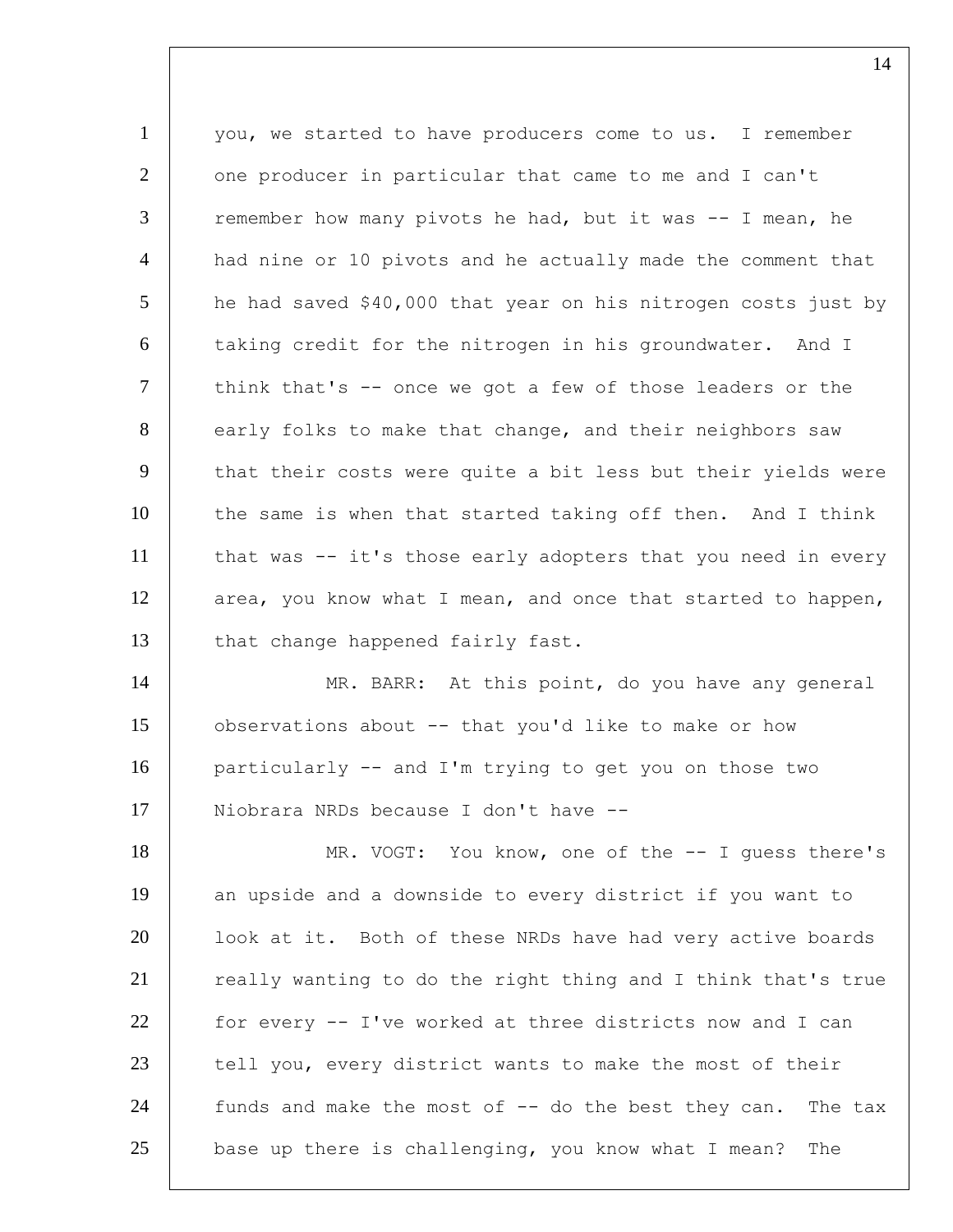you, we started to have producers come to us. I remember one producer in particular that came to me and I can't remember how many pivots he had, but it was -- I mean, he had nine or 10 pivots and he actually made the comment that he had saved $40,000 that year on his nitrogen costs just by taking credit for the nitrogen in his groundwater. And I think that's -- once we got a few of those leaders or the early folks to make that change, and their neighbors saw that their costs were quite a bit less but their yields were the same is when that started taking off then. And I think that was -- it's those early adopters that you need in every area, you know what I mean, and once that started to happen, that change happened fairly fast.

MR. BARR: At this point, do you have any general observations about -- that you'd like to make or how particularly -- and I'm trying to get you on those two Niobrara NRDs because I don't have --

MR. VOGT: You know, one of the -- I guess there's an upside and a downside to every district if you want to look at it. Both of these NRDs have had very active boards really wanting to do the right thing and I think that's true for every -- I've worked at three districts now and I can tell you, every district wants to make the most of their funds and make the most of -- do the best they can. The tax base up there is challenging, you know what I mean? The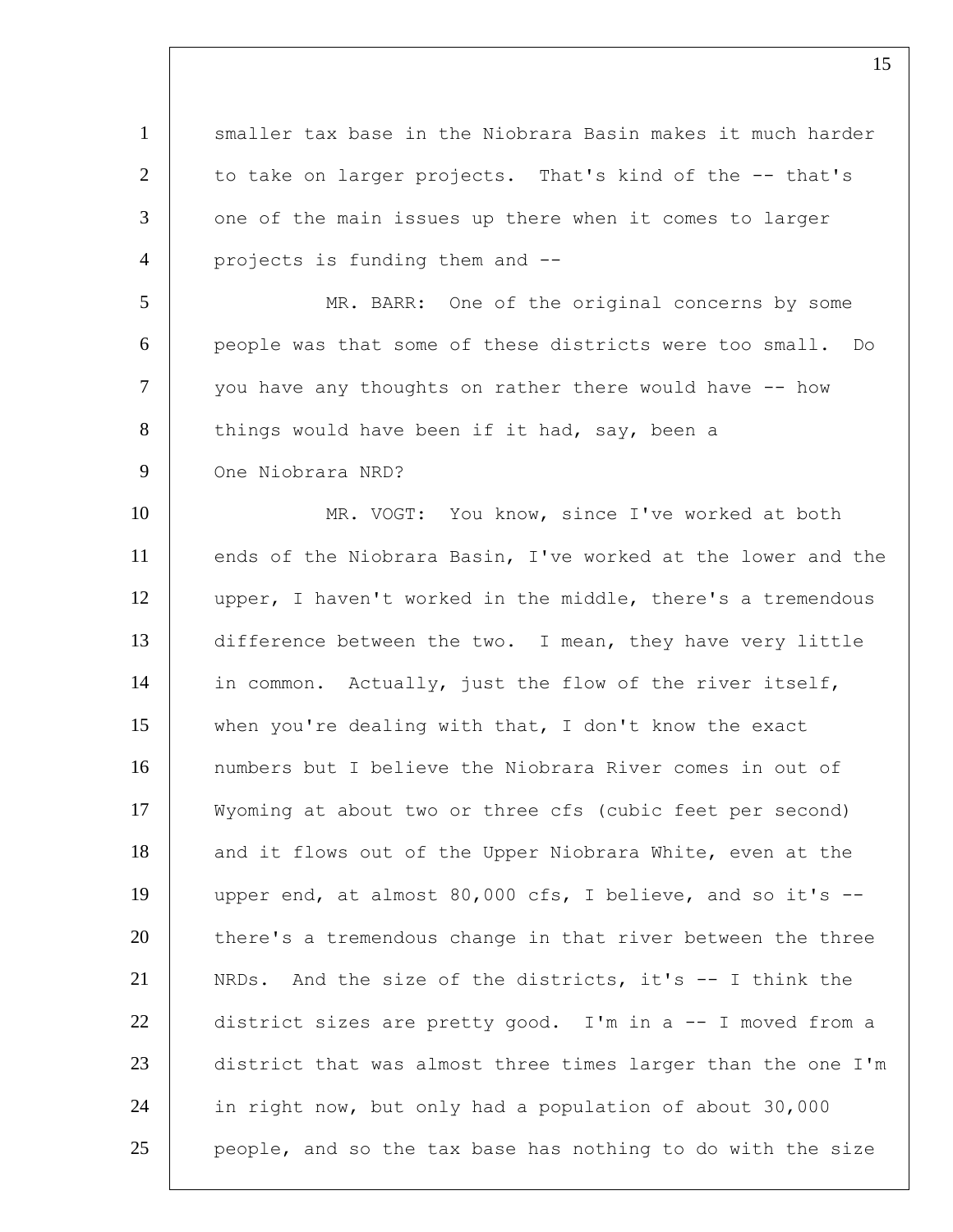smaller tax base in the Niobrara Basin makes it much harder to take on larger projects. That's kind of the -- that's one of the main issues up there when it comes to larger projects is funding them and --

MR. BARR: One of the original concerns by some people was that some of these districts were too small. Do you have any thoughts on rather there would have -- how things would have been if it had, say, been a One Niobrara NRD?

MR. VOGT: You know, since I've worked at both ends of the Niobrara Basin, I've worked at the lower and the upper, I haven't worked in the middle, there's a tremendous difference between the two. I mean, they have very little in common. Actually, just the flow of the river itself, when you're dealing with that, I don't know the exact numbers but I believe the Niobrara River comes in out of Wyoming at about two or three cfs (cubic feet per second) and it flows out of the Upper Niobrara White, even at the upper end, at almost 80,000 cfs, I believe, and so it's -- there's a tremendous change in that river between the three NRDs. And the size of the districts, it's -- I think the district sizes are pretty good. I'm in a -- I moved from a district that was almost three times larger than the one I'm in right now, but only had a population of about 30,000 people, and so the tax base has nothing to do with the size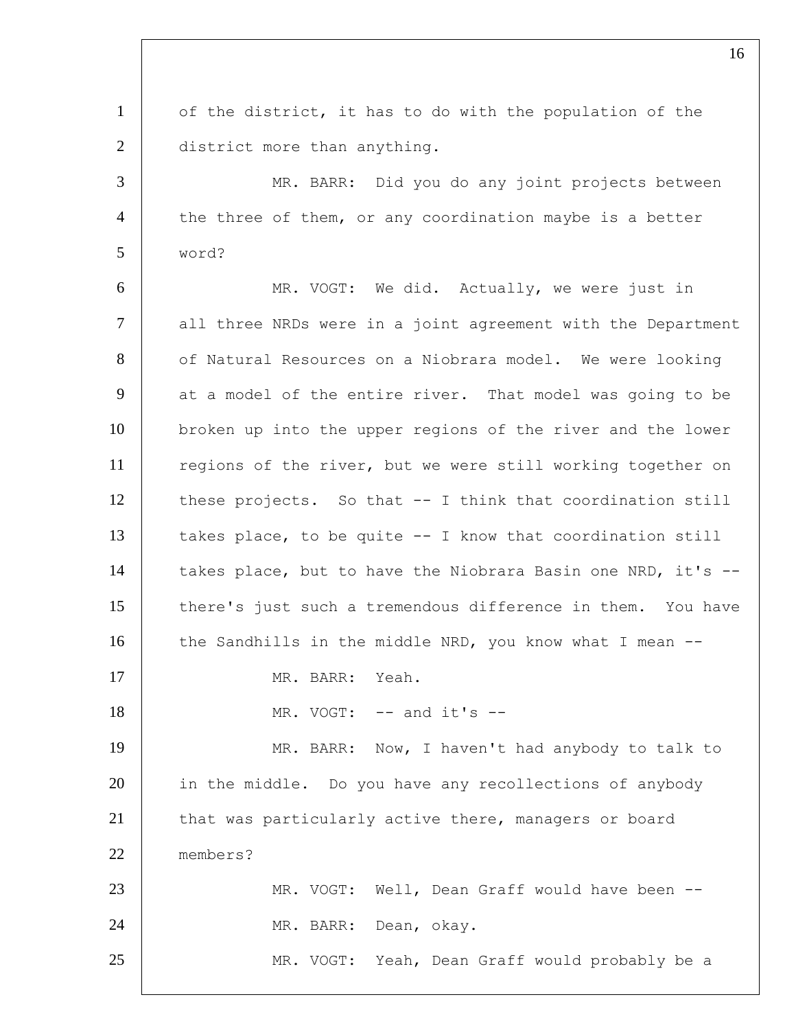of the district, it has to do with the population of the district more than anything.

MR. BARR: Did you do any joint projects between the three of them, or any coordination maybe is a better word?

MR. VOGT: We did. Actually, we were just in all three NRDs were in a joint agreement with the Department of Natural Resources on a Niobrara model. We were looking at a model of the entire river. That model was going to be broken up into the upper regions of the river and the lower regions of the river, but we were still working together on these projects. So that -- I think that coordination still takes place, to be quite -- I know that coordination still takes place, but to have the Niobrara Basin one NRD, it's -- there's just such a tremendous difference in them. You have the Sandhills in the middle NRD, you know what I mean --

MR. BARR: Yeah.

MR. VOGT: -- and it's --

MR. BARR: Now, I haven't had anybody to talk to in the middle. Do you have any recollections of anybody that was particularly active there, managers or board members?

MR. VOGT: Well, Dean Graff would have been --

MR. BARR: Dean, okay.

MR. VOGT: Yeah, Dean Graff would probably be a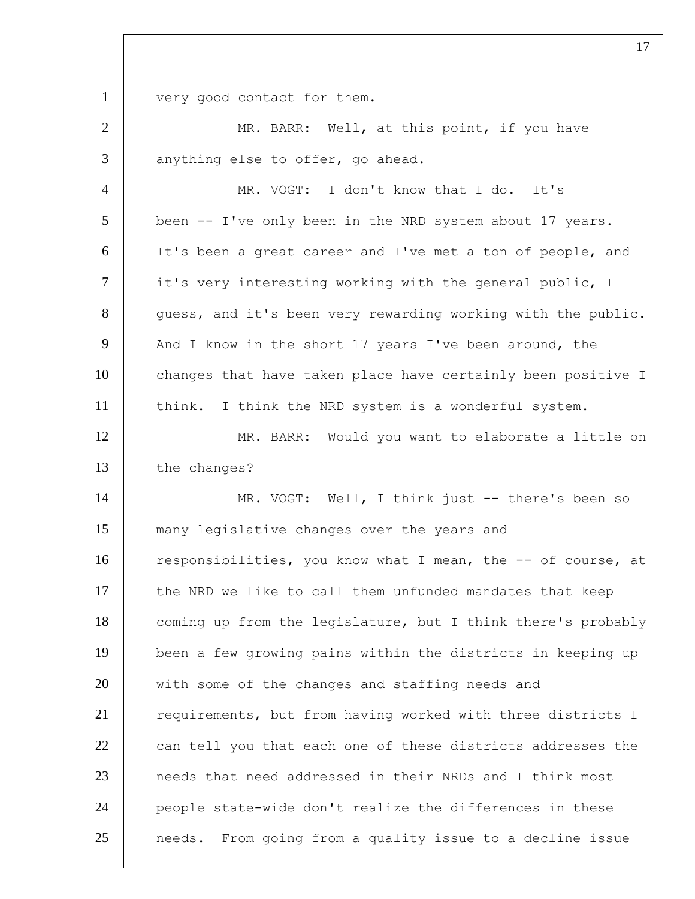very good contact for them.

MR. BARR: Well, at this point, if you have anything else to offer, go ahead.

MR. VOGT: I don't know that I do. It's been -- I've only been in the NRD system about 17 years. It's been a great career and I've met a ton of people, and it's very interesting working with the general public, I guess, and it's been very rewarding working with the public. And I know in the short 17 years I've been around, the changes that have taken place have certainly been positive I think. I think the NRD system is a wonderful system.

MR. BARR: Would you want to elaborate a little on the changes?

MR. VOGT: Well, I think just -- there's been so many legislative changes over the years and responsibilities, you know what I mean, the -- of course, at the NRD we like to call them unfunded mandates that keep coming up from the legislature, but I think there's probably been a few growing pains within the districts in keeping up with some of the changes and staffing needs and requirements, but from having worked with three districts I can tell you that each one of these districts addresses the needs that need addressed in their NRDs and I think most people state-wide don't realize the differences in these needs. From going from a quality issue to a decline issue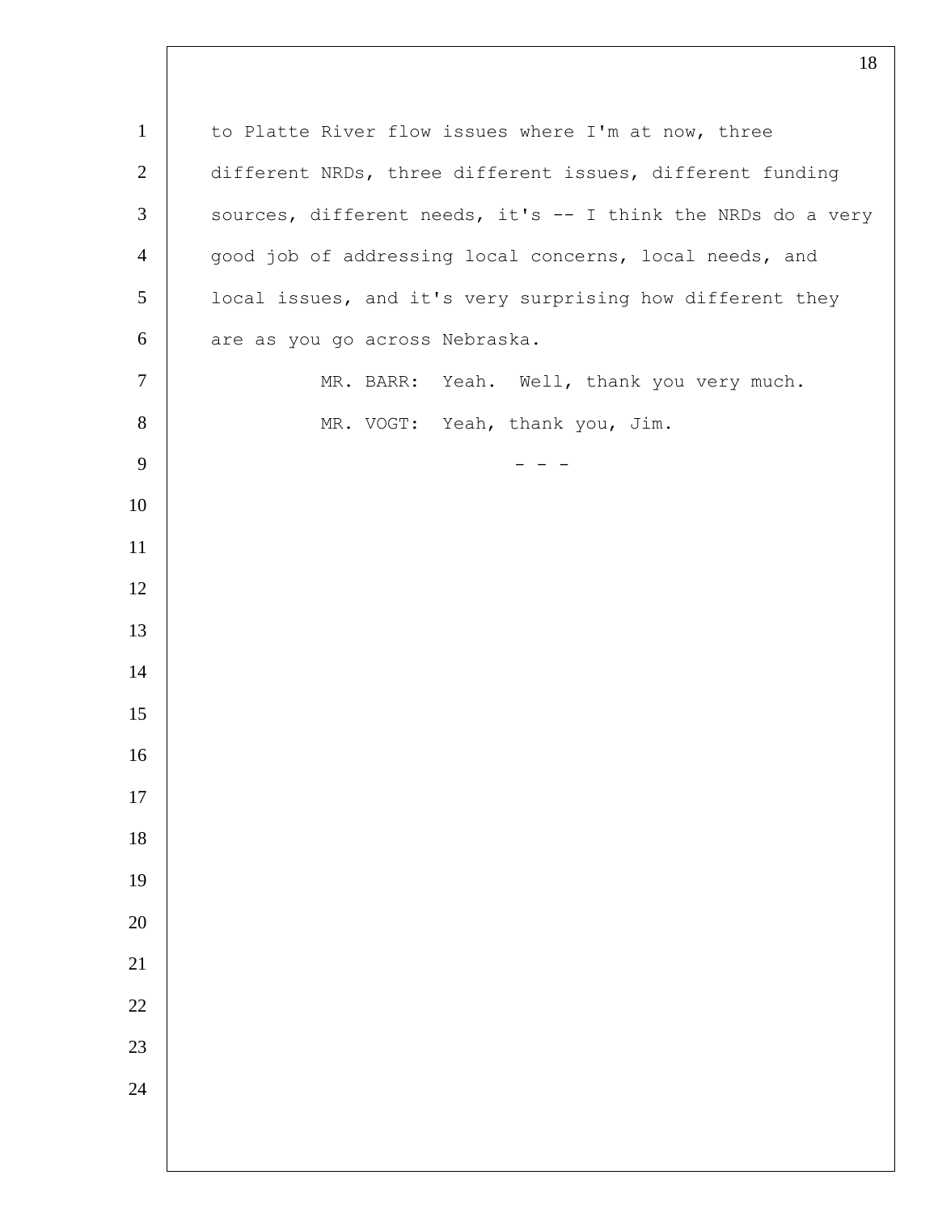to Platte River flow issues where I'm at now, three different NRDs, three different issues, different funding sources, different needs, it's -- I think the NRDs do a very good job of addressing local concerns, local needs, and local issues, and it's very surprising how different they are as you go across Nebraska.

MR. BARR: Yeah. Well, thank you very much.

MR. VOGT: Yeah, thank you, Jim.

\- - -